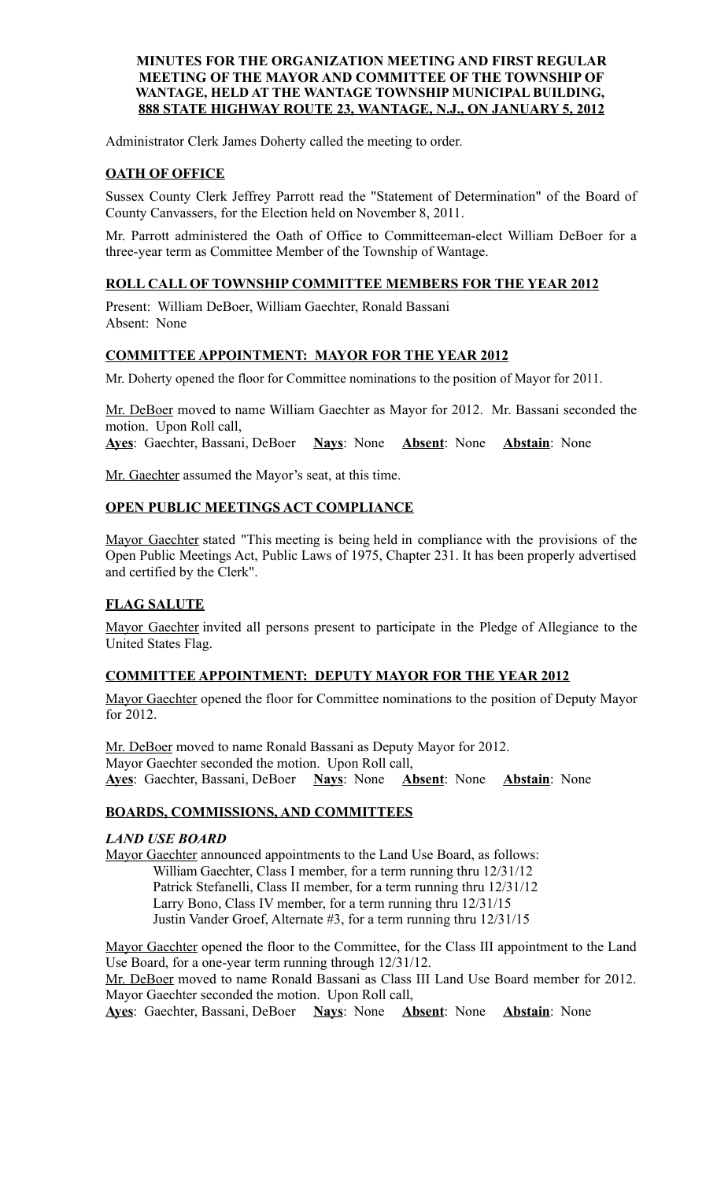**MINUTES FOR THE ORGANIZATION MEETING AND FIRST REGULAR MEETING OF THE MAYOR AND COMMITTEE OF THE TOWNSHIP OF WANTAGE, HELD AT THE WANTAGE TOWNSHIP MUNICIPAL BUILDING, 888 STATE HIGHWAY ROUTE 23, WANTAGE, N.J., ON JANUARY 5, 2012**

Administrator Clerk James Doherty called the meeting to order.

## OATH OF OFFICE

Sussex County Clerk Jeffrey Parrott read the "Statement of Determination" of the Board of County Canvassers, for the Election held on November 8, 2011.

Mr. Parrott administered the Oath of Office to Committeeman-elect William DeBoer for a three-year term as Committee Member of the Township of Wantage.

## ROLL CALL OF TOWNSHIP COMMITTEE MEMBERS FOR THE YEAR 2012

Present: William DeBoer, William Gaechter, Ronald Bassani
Absent: None

## COMMITTEE APPOINTMENT: MAYOR FOR THE YEAR 2012

Mr. Doherty opened the floor for Committee nominations to the position of Mayor for 2011.

Mr. DeBoer moved to name William Gaechter as Mayor for 2012. Mr. Bassani seconded the motion. Upon Roll call,
**Ayes**: Gaechter, Bassani, DeBoer **Nays**: None **Absent**: None **Abstain**: None

Mr. Gaechter assumed the Mayor's seat, at this time.

## OPEN PUBLIC MEETINGS ACT COMPLIANCE

Mayor Gaechter stated "This meeting is being held in compliance with the provisions of the Open Public Meetings Act, Public Laws of 1975, Chapter 231. It has been properly advertised and certified by the Clerk".

## FLAG SALUTE

Mayor Gaechter invited all persons present to participate in the Pledge of Allegiance to the United States Flag.

## COMMITTEE APPOINTMENT: DEPUTY MAYOR FOR THE YEAR 2012

Mayor Gaechter opened the floor for Committee nominations to the position of Deputy Mayor for 2012.

Mr. DeBoer moved to name Ronald Bassani as Deputy Mayor for 2012.
Mayor Gaechter seconded the motion. Upon Roll call,
**Ayes**: Gaechter, Bassani, DeBoer **Nays**: None **Absent**: None **Abstain**: None

## BOARDS, COMMISSIONS, AND COMMITTEES

### *LAND USE BOARD*

Mayor Gaechter announced appointments to the Land Use Board, as follows:

- William Gaechter, Class I member, for a term running thru 12/31/12
- Patrick Stefanelli, Class II member, for a term running thru 12/31/12
- Larry Bono, Class IV member, for a term running thru 12/31/15
- Justin Vander Groef, Alternate #3, for a term running thru 12/31/15

Mayor Gaechter opened the floor to the Committee, for the Class III appointment to the Land Use Board, for a one-year term running through 12/31/12.
Mr. DeBoer moved to name Ronald Bassani as Class III Land Use Board member for 2012. Mayor Gaechter seconded the motion. Upon Roll call,
**Ayes**: Gaechter, Bassani, DeBoer **Nays**: None **Absent**: None **Abstain**: None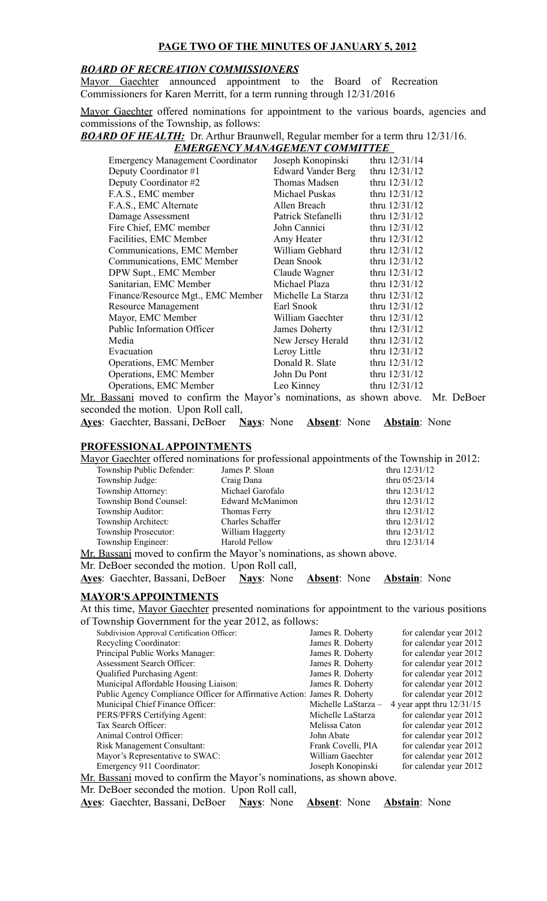**PAGE TWO OF THE MINUTES OF JANUARY 5, 2012**

***BOARD OF RECREATION COMMISSIONERS***

Mayor Gaechter announced appointment to the Board of Recreation Commissioners for Karen Merritt, for a term running through 12/31/2016

Mayor Gaechter offered nominations for appointment to the various boards, agencies and commissions of the Township, as follows:

***BOARD OF HEALTH:*** Dr. Arthur Braunwell, Regular member for a term thru 12/31/16.

***EMERGENCY MANAGEMENT COMMITTEE***

| | | |
|---|---|---|
| Emergency Management Coordinator | Joseph Konopinski | thru 12/31/14 |
| Deputy Coordinator #1 | Edward Vander Berg | thru 12/31/12 |
| Deputy Coordinator #2 | Thomas Madsen | thru 12/31/12 |
| F.A.S., EMC member | Michael Puskas | thru 12/31/12 |
| F.A.S., EMC Alternate | Allen Breach | thru 12/31/12 |
| Damage Assessment | Patrick Stefanelli | thru 12/31/12 |
| Fire Chief, EMC member | John Cannici | thru 12/31/12 |
| Facilities, EMC Member | Amy Heater | thru 12/31/12 |
| Communications, EMC Member | William Gebhard | thru 12/31/12 |
| Communications, EMC Member | Dean Snook | thru 12/31/12 |
| DPW Supt., EMC Member | Claude Wagner | thru 12/31/12 |
| Sanitarian, EMC Member | Michael Plaza | thru 12/31/12 |
| Finance/Resource Mgt., EMC Member | Michelle La Starza | thru 12/31/12 |
| Resource Management | Earl Snook | thru 12/31/12 |
| Mayor, EMC Member | William Gaechter | thru 12/31/12 |
| Public Information Officer | James Doherty | thru 12/31/12 |
| Media | New Jersey Herald | thru 12/31/12 |
| Evacuation | Leroy Little | thru 12/31/12 |
| Operations, EMC Member | Donald R. Slate | thru 12/31/12 |
| Operations, EMC Member | John Du Pont | thru 12/31/12 |
| Operations, EMC Member | Leo Kinney | thru 12/31/12 |

Mr. Bassani moved to confirm the Mayor's nominations, as shown above. Mr. DeBoer seconded the motion. Upon Roll call,

**Ayes**: Gaechter, Bassani, DeBoer **Nays**: None **Absent**: None **Abstain**: None

**PROFESSIONAL APPOINTMENTS**

Mayor Gaechter offered nominations for professional appointments of the Township in 2012:

| | | |
|---|---|---|
| Township Public Defender: | James P. Sloan | thru 12/31/12 |
| Township Judge: | Craig Dana | thru 05/23/14 |
| Township Attorney: | Michael Garofalo | thru 12/31/12 |
| Township Bond Counsel: | Edward McManimon | thru 12/31/12 |
| Township Auditor: | Thomas Ferry | thru 12/31/12 |
| Township Architect: | Charles Schaffer | thru 12/31/12 |
| Township Prosecutor: | William Haggerty | thru 12/31/12 |
| Township Engineer: | Harold Pellow | thru 12/31/14 |

Mr. Bassani moved to confirm the Mayor's nominations, as shown above.

Mr. DeBoer seconded the motion. Upon Roll call,

**Ayes**: Gaechter, Bassani, DeBoer **Nays**: None **Absent**: None **Abstain**: None

**MAYOR'S APPOINTMENTS**

At this time, Mayor Gaechter presented nominations for appointment to the various positions of Township Government for the year 2012, as follows:

| | | |
|---|---|---|
| Subdivision Approval Certification Officer: | James R. Doherty | for calendar year 2012 |
| Recycling Coordinator: | James R. Doherty | for calendar year 2012 |
| Principal Public Works Manager: | James R. Doherty | for calendar year 2012 |
| Assessment Search Officer: | James R. Doherty | for calendar year 2012 |
| Qualified Purchasing Agent: | James R. Doherty | for calendar year 2012 |
| Municipal Affordable Housing Liaison: | James R. Doherty | for calendar year 2012 |
| Public Agency Compliance Officer for Affirmative Action: | James R. Doherty | for calendar year 2012 |
| Municipal Chief Finance Officer: | Michelle LaStarza – | 4 year appt thru 12/31/15 |
| PERS/PFRS Certifying Agent: | Michelle LaStarza | for calendar year 2012 |
| Tax Search Officer: | Melissa Caton | for calendar year 2012 |
| Animal Control Officer: | John Abate | for calendar year 2012 |
| Risk Management Consultant: | Frank Covelli, PIA | for calendar year 2012 |
| Mayor's Representative to SWAC: | William Gaechter | for calendar year 2012 |
| Emergency 911 Coordinator: | Joseph Konopinski | for calendar year 2012 |

Mr. Bassani moved to confirm the Mayor's nominations, as shown above.

Mr. DeBoer seconded the motion. Upon Roll call,

**Ayes**: Gaechter, Bassani, DeBoer **Nays**: None **Absent**: None **Abstain**: None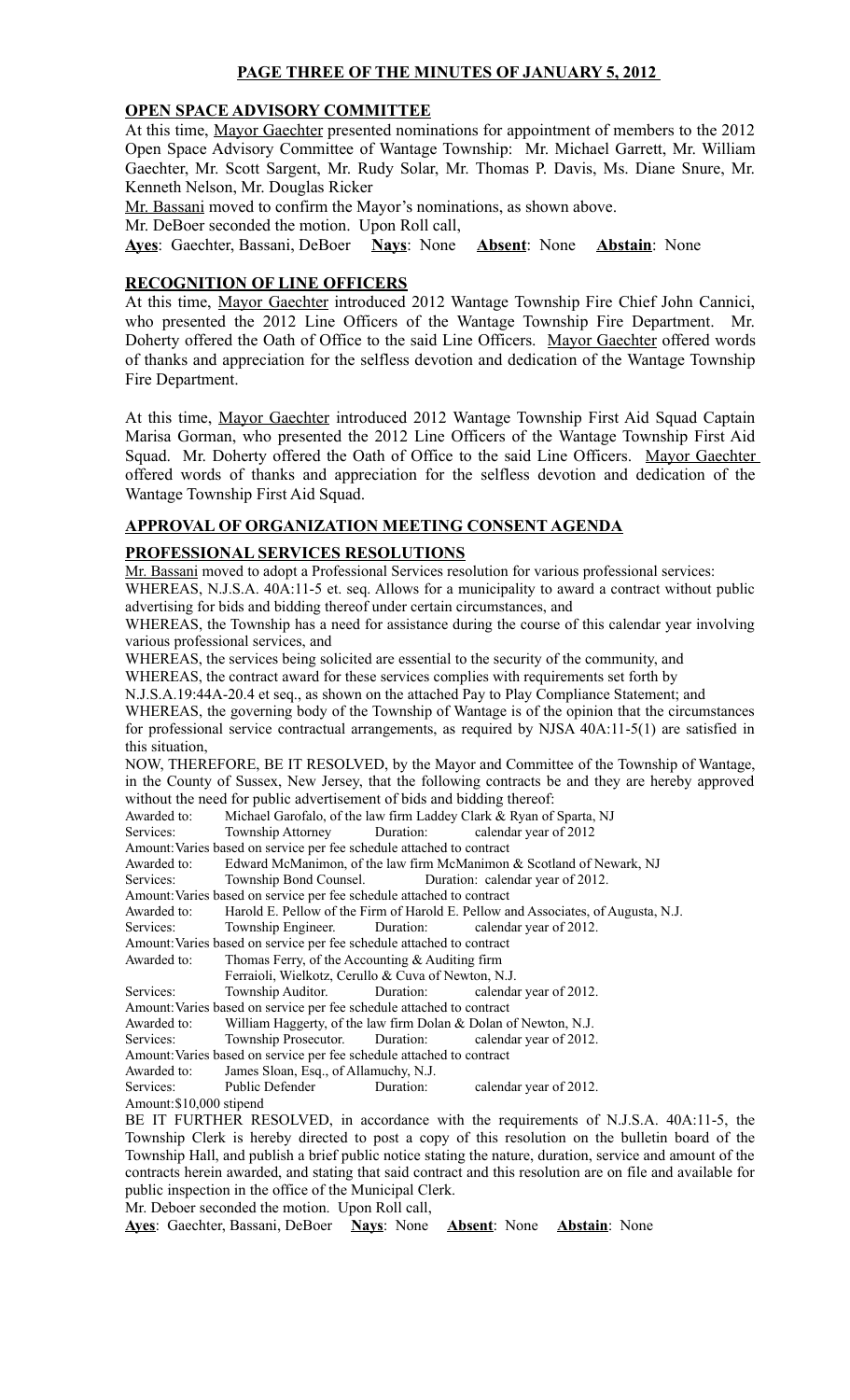**PAGE THREE OF THE MINUTES OF JANUARY 5, 2012**

**OPEN SPACE ADVISORY COMMITTEE**

At this time, Mayor Gaechter presented nominations for appointment of members to the 2012 Open Space Advisory Committee of Wantage Township: Mr. Michael Garrett, Mr. William Gaechter, Mr. Scott Sargent, Mr. Rudy Solar, Mr. Thomas P. Davis, Ms. Diane Snure, Mr. Kenneth Nelson, Mr. Douglas Ricker

Mr. Bassani moved to confirm the Mayor's nominations, as shown above.

Mr. DeBoer seconded the motion. Upon Roll call,

**Ayes**: Gaechter, Bassani, DeBoer **Nays**: None **Absent**: None **Abstain**: None

**RECOGNITION OF LINE OFFICERS**

At this time, Mayor Gaechter introduced 2012 Wantage Township Fire Chief John Cannici, who presented the 2012 Line Officers of the Wantage Township Fire Department. Mr. Doherty offered the Oath of Office to the said Line Officers. Mayor Gaechter offered words of thanks and appreciation for the selfless devotion and dedication of the Wantage Township Fire Department.

At this time, Mayor Gaechter introduced 2012 Wantage Township First Aid Squad Captain Marisa Gorman, who presented the 2012 Line Officers of the Wantage Township First Aid Squad. Mr. Doherty offered the Oath of Office to the said Line Officers. Mayor Gaechter offered words of thanks and appreciation for the selfless devotion and dedication of the Wantage Township First Aid Squad.

**APPROVAL OF ORGANIZATION MEETING CONSENT AGENDA**

**PROFESSIONAL SERVICES RESOLUTIONS**

Mr. Bassani moved to adopt a Professional Services resolution for various professional services:

WHEREAS, N.J.S.A. 40A:11-5 et. seq. Allows for a municipality to award a contract without public advertising for bids and bidding thereof under certain circumstances, and

WHEREAS, the Township has a need for assistance during the course of this calendar year involving various professional services, and

WHEREAS, the services being solicited are essential to the security of the community, and

WHEREAS, the contract award for these services complies with requirements set forth by N.J.S.A.19:44A-20.4 et seq., as shown on the attached Pay to Play Compliance Statement; and

WHEREAS, the governing body of the Township of Wantage is of the opinion that the circumstances for professional service contractual arrangements, as required by NJSA 40A:11-5(1) are satisfied in this situation,

NOW, THEREFORE, BE IT RESOLVED, by the Mayor and Committee of the Township of Wantage, in the County of Sussex, New Jersey, that the following contracts be and they are hereby approved without the need for public advertisement of bids and bidding thereof:

Awarded to: Michael Garofalo, of the law firm Laddey Clark & Ryan of Sparta, NJ
Services: Township Attorney Duration: calendar year of 2012
Amount: Varies based on service per fee schedule attached to contract

Awarded to: Edward McManimon, of the law firm McManimon & Scotland of Newark, NJ
Services: Township Bond Counsel. Duration: calendar year of 2012.
Amount: Varies based on service per fee schedule attached to contract

Awarded to: Harold E. Pellow of the Firm of Harold E. Pellow and Associates, of Augusta, N.J.
Services: Township Engineer. Duration: calendar year of 2012.
Amount: Varies based on service per fee schedule attached to contract

Awarded to: Thomas Ferry, of the Accounting & Auditing firm Ferraioli, Wielkotz, Cerullo & Cuva of Newton, N.J.
Services: Township Auditor. Duration: calendar year of 2012.
Amount: Varies based on service per fee schedule attached to contract

Awarded to: William Haggerty, of the law firm Dolan & Dolan of Newton, N.J.
Services: Township Prosecutor. Duration: calendar year of 2012.
Amount: Varies based on service per fee schedule attached to contract

Awarded to: James Sloan, Esq., of Allamuchy, N.J.
Services: Public Defender Duration: calendar year of 2012.
Amount: $10,000 stipend

BE IT FURTHER RESOLVED, in accordance with the requirements of N.J.S.A. 40A:11-5, the Township Clerk is hereby directed to post a copy of this resolution on the bulletin board of the Township Hall, and publish a brief public notice stating the nature, duration, service and amount of the contracts herein awarded, and stating that said contract and this resolution are on file and available for public inspection in the office of the Municipal Clerk.

Mr. Deboer seconded the motion. Upon Roll call,

**Ayes**: Gaechter, Bassani, DeBoer **Nays**: None **Absent**: None **Abstain**: None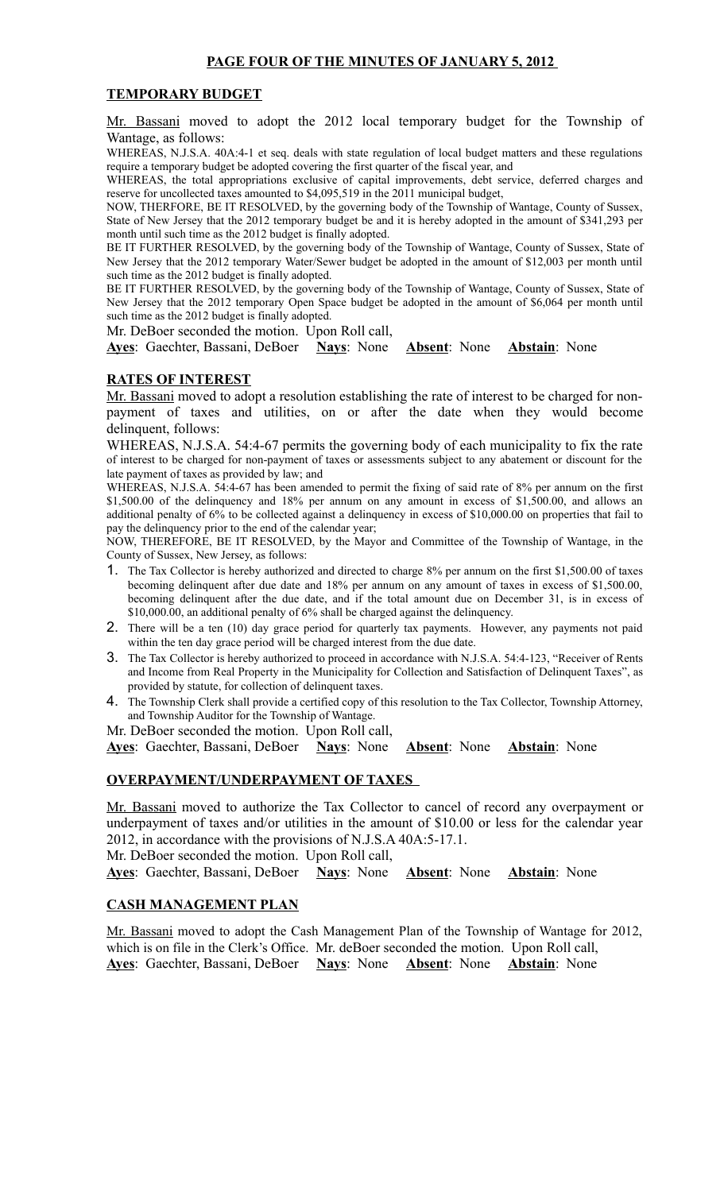**PAGE FOUR OF THE MINUTES OF JANUARY 5, 2012**

**TEMPORARY BUDGET**

Mr. Bassani moved to adopt the 2012 local temporary budget for the Township of Wantage, as follows:

WHEREAS, N.J.S.A. 40A:4-1 et seq. deals with state regulation of local budget matters and these regulations require a temporary budget be adopted covering the first quarter of the fiscal year, and

WHEREAS, the total appropriations exclusive of capital improvements, debt service, deferred charges and reserve for uncollected taxes amounted to $4,095,519 in the 2011 municipal budget,

NOW, THERFORE, BE IT RESOLVED, by the governing body of the Township of Wantage, County of Sussex, State of New Jersey that the 2012 temporary budget be and it is hereby adopted in the amount of $341,293 per month until such time as the 2012 budget is finally adopted.

BE IT FURTHER RESOLVED, by the governing body of the Township of Wantage, County of Sussex, State of New Jersey that the 2012 temporary Water/Sewer budget be adopted in the amount of $12,003 per month until such time as the 2012 budget is finally adopted.

BE IT FURTHER RESOLVED, by the governing body of the Township of Wantage, County of Sussex, State of New Jersey that the 2012 temporary Open Space budget be adopted in the amount of $6,064 per month until such time as the 2012 budget is finally adopted.

Mr. DeBoer seconded the motion. Upon Roll call,

**Ayes**: Gaechter, Bassani, DeBoer **Nays**: None **Absent**: None **Abstain**: None

**RATES OF INTEREST**

Mr. Bassani moved to adopt a resolution establishing the rate of interest to be charged for non-payment of taxes and utilities, on or after the date when they would become delinquent, follows:

WHEREAS, N.J.S.A. 54:4-67 permits the governing body of each municipality to fix the rate of interest to be charged for non-payment of taxes or assessments subject to any abatement or discount for the late payment of taxes as provided by law; and

WHEREAS, N.J.S.A. 54:4-67 has been amended to permit the fixing of said rate of 8% per annum on the first $1,500.00 of the delinquency and 18% per annum on any amount in excess of $1,500.00, and allows an additional penalty of 6% to be collected against a delinquency in excess of $10,000.00 on properties that fail to pay the delinquency prior to the end of the calendar year;

NOW, THEREFORE, BE IT RESOLVED, by the Mayor and Committee of the Township of Wantage, in the County of Sussex, New Jersey, as follows:

1. The Tax Collector is hereby authorized and directed to charge 8% per annum on the first $1,500.00 of taxes becoming delinquent after due date and 18% per annum on any amount of taxes in excess of $1,500.00, becoming delinquent after the due date, and if the total amount due on December 31, is in excess of $10,000.00, an additional penalty of 6% shall be charged against the delinquency.
2. There will be a ten (10) day grace period for quarterly tax payments. However, any payments not paid within the ten day grace period will be charged interest from the due date.
3. The Tax Collector is hereby authorized to proceed in accordance with N.J.S.A. 54:4-123, "Receiver of Rents and Income from Real Property in the Municipality for Collection and Satisfaction of Delinquent Taxes", as provided by statute, for collection of delinquent taxes.
4. The Township Clerk shall provide a certified copy of this resolution to the Tax Collector, Township Attorney, and Township Auditor for the Township of Wantage.

Mr. DeBoer seconded the motion. Upon Roll call,

**Ayes**: Gaechter, Bassani, DeBoer **Nays**: None **Absent**: None **Abstain**: None

**OVERPAYMENT/UNDERPAYMENT OF TAXES**

Mr. Bassani moved to authorize the Tax Collector to cancel of record any overpayment or underpayment of taxes and/or utilities in the amount of $10.00 or less for the calendar year 2012, in accordance with the provisions of N.J.S.A 40A:5-17.1.

Mr. DeBoer seconded the motion. Upon Roll call,

**Ayes**: Gaechter, Bassani, DeBoer **Nays**: None **Absent**: None **Abstain**: None

**CASH MANAGEMENT PLAN**

Mr. Bassani moved to adopt the Cash Management Plan of the Township of Wantage for 2012, which is on file in the Clerk's Office. Mr. deBoer seconded the motion. Upon Roll call,

**Ayes**: Gaechter, Bassani, DeBoer **Nays**: None **Absent**: None **Abstain**: None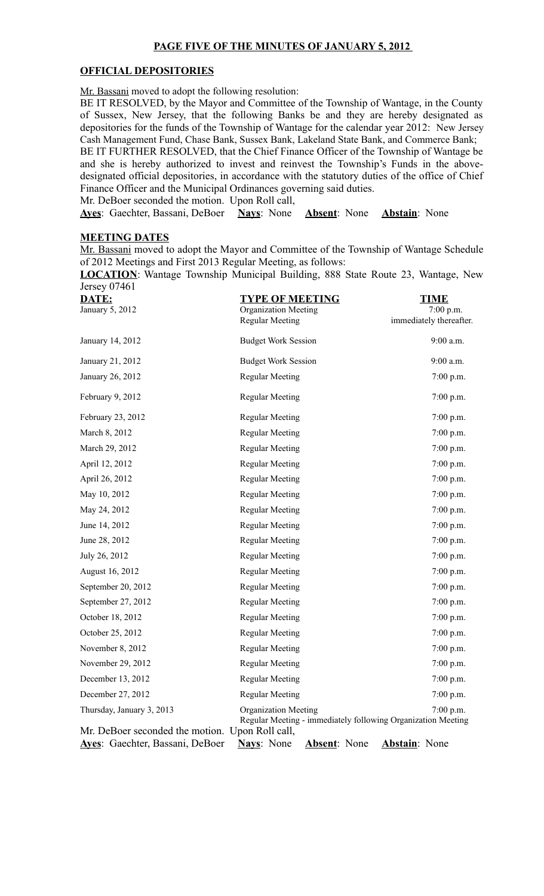## PAGE FIVE OF THE MINUTES OF JANUARY 5, 2012

### OFFICIAL DEPOSITORIES

Mr. Bassani moved to adopt the following resolution:

BE IT RESOLVED, by the Mayor and Committee of the Township of Wantage, in the County of Sussex, New Jersey, that the following Banks be and they are hereby designated as depositories for the funds of the Township of Wantage for the calendar year 2012: New Jersey Cash Management Fund, Chase Bank, Sussex Bank, Lakeland State Bank, and Commerce Bank;

BE IT FURTHER RESOLVED, that the Chief Finance Officer of the Township of Wantage be and she is hereby authorized to invest and reinvest the Township's Funds in the above-designated official depositories, in accordance with the statutory duties of the office of Chief Finance Officer and the Municipal Ordinances governing said duties.

Mr. DeBoer seconded the motion. Upon Roll call,

**Ayes**: Gaechter, Bassani, DeBoer **Nays**: None **Absent**: None **Abstain**: None

### MEETING DATES

Mr. Bassani moved to adopt the Mayor and Committee of the Township of Wantage Schedule of 2012 Meetings and First 2013 Regular Meeting, as follows:

**LOCATION**: Wantage Township Municipal Building, 888 State Route 23, Wantage, New Jersey 07461

| DATE: | TYPE OF MEETING | TIME |
|---|---|---|
| January 5, 2012 | Organization Meeting<br>Regular Meeting | 7:00 p.m.<br>immediately thereafter. |
| January 14, 2012 | Budget Work Session | 9:00 a.m. |
| January 21, 2012 | Budget Work Session | 9:00 a.m. |
| January 26, 2012 | Regular Meeting | 7:00 p.m. |
| February 9, 2012 | Regular Meeting | 7:00 p.m. |
| February 23, 2012 | Regular Meeting | 7:00 p.m. |
| March 8, 2012 | Regular Meeting | 7:00 p.m. |
| March 29, 2012 | Regular Meeting | 7:00 p.m. |
| April 12, 2012 | Regular Meeting | 7:00 p.m. |
| April 26, 2012 | Regular Meeting | 7:00 p.m. |
| May 10, 2012 | Regular Meeting | 7:00 p.m. |
| May 24, 2012 | Regular Meeting | 7:00 p.m. |
| June 14, 2012 | Regular Meeting | 7:00 p.m. |
| June 28, 2012 | Regular Meeting | 7:00 p.m. |
| July 26, 2012 | Regular Meeting | 7:00 p.m. |
| August 16, 2012 | Regular Meeting | 7:00 p.m. |
| September 20, 2012 | Regular Meeting | 7:00 p.m. |
| September 27, 2012 | Regular Meeting | 7:00 p.m. |
| October 18, 2012 | Regular Meeting | 7:00 p.m. |
| October 25, 2012 | Regular Meeting | 7:00 p.m. |
| November 8, 2012 | Regular Meeting | 7:00 p.m. |
| November 29, 2012 | Regular Meeting | 7:00 p.m. |
| December 13, 2012 | Regular Meeting | 7:00 p.m. |
| December 27, 2012 | Regular Meeting | 7:00 p.m. |
| Thursday, January 3, 2013 | Organization Meeting<br>Regular Meeting - immediately following Organization Meeting | 7:00 p.m. |

Mr. DeBoer seconded the motion. Upon Roll call,

**Ayes**: Gaechter, Bassani, DeBoer **Nays**: None **Absent**: None **Abstain**: None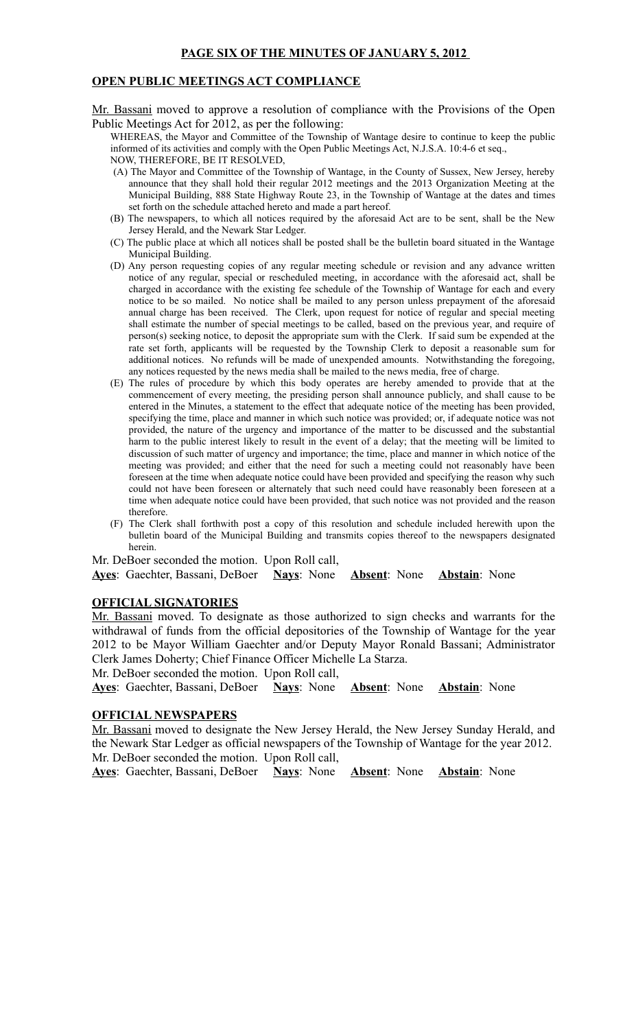**PAGE SIX OF THE MINUTES OF JANUARY 5, 2012**

**OPEN PUBLIC MEETINGS ACT COMPLIANCE**

Mr. Bassani moved to approve a resolution of compliance with the Provisions of the Open Public Meetings Act for 2012, as per the following:

WHEREAS, the Mayor and Committee of the Township of Wantage desire to continue to keep the public informed of its activities and comply with the Open Public Meetings Act, N.J.S.A. 10:4-6 et seq.,

NOW, THEREFORE, BE IT RESOLVED,

(A) The Mayor and Committee of the Township of Wantage, in the County of Sussex, New Jersey, hereby announce that they shall hold their regular 2012 meetings and the 2013 Organization Meeting at the Municipal Building, 888 State Highway Route 23, in the Township of Wantage at the dates and times set forth on the schedule attached hereto and made a part hereof.

(B) The newspapers, to which all notices required by the aforesaid Act are to be sent, shall be the New Jersey Herald, and the Newark Star Ledger.

(C) The public place at which all notices shall be posted shall be the bulletin board situated in the Wantage Municipal Building.

(D) Any person requesting copies of any regular meeting schedule or revision and any advance written notice of any regular, special or rescheduled meeting, in accordance with the aforesaid act, shall be charged in accordance with the existing fee schedule of the Township of Wantage for each and every notice to be so mailed. No notice shall be mailed to any person unless prepayment of the aforesaid annual charge has been received. The Clerk, upon request for notice of regular and special meeting shall estimate the number of special meetings to be called, based on the previous year, and require of person(s) seeking notice, to deposit the appropriate sum with the Clerk. If said sum be expended at the rate set forth, applicants will be requested by the Township Clerk to deposit a reasonable sum for additional notices. No refunds will be made of unexpended amounts. Notwithstanding the foregoing, any notices requested by the news media shall be mailed to the news media, free of charge.

(E) The rules of procedure by which this body operates are hereby amended to provide that at the commencement of every meeting, the presiding person shall announce publicly, and shall cause to be entered in the Minutes, a statement to the effect that adequate notice of the meeting has been provided, specifying the time, place and manner in which such notice was provided; or, if adequate notice was not provided, the nature of the urgency and importance of the matter to be discussed and the substantial harm to the public interest likely to result in the event of a delay; that the meeting will be limited to discussion of such matter of urgency and importance; the time, place and manner in which notice of the meeting was provided; and either that the need for such a meeting could not reasonably have been foreseen at the time when adequate notice could have been provided and specifying the reason why such could not have been foreseen or alternately that such need could have reasonably been foreseen at a time when adequate notice could have been provided, that such notice was not provided and the reason therefore.

(F) The Clerk shall forthwith post a copy of this resolution and schedule included herewith upon the bulletin board of the Municipal Building and transmits copies thereof to the newspapers designated herein.

Mr. DeBoer seconded the motion. Upon Roll call,

**Ayes**: Gaechter, Bassani, DeBoer **Nays**: None **Absent**: None **Abstain**: None

**OFFICIAL SIGNATORIES**

Mr. Bassani moved. To designate as those authorized to sign checks and warrants for the withdrawal of funds from the official depositories of the Township of Wantage for the year 2012 to be Mayor William Gaechter and/or Deputy Mayor Ronald Bassani; Administrator Clerk James Doherty; Chief Finance Officer Michelle La Starza.

Mr. DeBoer seconded the motion. Upon Roll call,

**Ayes**: Gaechter, Bassani, DeBoer **Nays**: None **Absent**: None **Abstain**: None

**OFFICIAL NEWSPAPERS**

Mr. Bassani moved to designate the New Jersey Herald, the New Jersey Sunday Herald, and the Newark Star Ledger as official newspapers of the Township of Wantage for the year 2012.

Mr. DeBoer seconded the motion. Upon Roll call,

**Ayes**: Gaechter, Bassani, DeBoer **Nays**: None **Absent**: None **Abstain**: None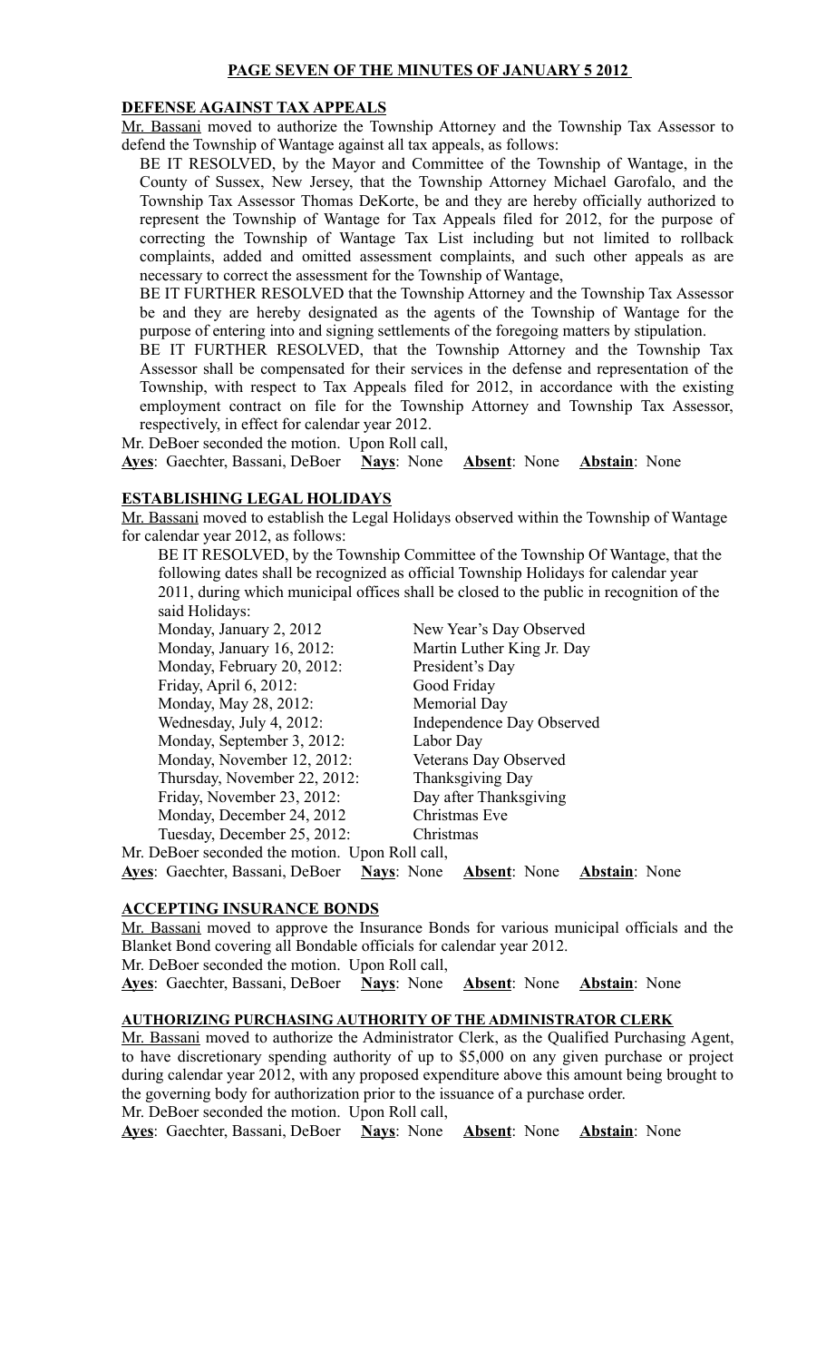**PAGE SEVEN OF THE MINUTES OF JANUARY 5 2012**

## DEFENSE AGAINST TAX APPEALS

Mr. Bassani moved to authorize the Township Attorney and the Township Tax Assessor to defend the Township of Wantage against all tax appeals, as follows:

BE IT RESOLVED, by the Mayor and Committee of the Township of Wantage, in the County of Sussex, New Jersey, that the Township Attorney Michael Garofalo, and the Township Tax Assessor Thomas DeKorte, be and they are hereby officially authorized to represent the Township of Wantage for Tax Appeals filed for 2012, for the purpose of correcting the Township of Wantage Tax List including but not limited to rollback complaints, added and omitted assessment complaints, and such other appeals as are necessary to correct the assessment for the Township of Wantage,

BE IT FURTHER RESOLVED that the Township Attorney and the Township Tax Assessor be and they are hereby designated as the agents of the Township of Wantage for the purpose of entering into and signing settlements of the foregoing matters by stipulation.

BE IT FURTHER RESOLVED, that the Township Attorney and the Township Tax Assessor shall be compensated for their services in the defense and representation of the Township, with respect to Tax Appeals filed for 2012, in accordance with the existing employment contract on file for the Township Attorney and Township Tax Assessor, respectively, in effect for calendar year 2012.

Mr. DeBoer seconded the motion. Upon Roll call,

**Ayes**: Gaechter, Bassani, DeBoer **Nays**: None **Absent**: None **Abstain**: None

## ESTABLISHING LEGAL HOLIDAYS

Mr. Bassani moved to establish the Legal Holidays observed within the Township of Wantage for calendar year 2012, as follows:

BE IT RESOLVED, by the Township Committee of the Township Of Wantage, that the following dates shall be recognized as official Township Holidays for calendar year 2011, during which municipal offices shall be closed to the public in recognition of the said Holidays:

| | |
|---|---|
| Monday, January 2, 2012 | New Year's Day Observed |
| Monday, January 16, 2012: | Martin Luther King Jr. Day |
| Monday, February 20, 2012: | President's Day |
| Friday, April 6, 2012: | Good Friday |
| Monday, May 28, 2012: | Memorial Day |
| Wednesday, July 4, 2012: | Independence Day Observed |
| Monday, September 3, 2012: | Labor Day |
| Monday, November 12, 2012: | Veterans Day Observed |
| Thursday, November 22, 2012: | Thanksgiving Day |
| Friday, November 23, 2012: | Day after Thanksgiving |
| Monday, December 24, 2012 | Christmas Eve |
| Tuesday, December 25, 2012: | Christmas |

Mr. DeBoer seconded the motion. Upon Roll call,

**Ayes**: Gaechter, Bassani, DeBoer **Nays**: None **Absent**: None **Abstain**: None

## ACCEPTING INSURANCE BONDS

Mr. Bassani moved to approve the Insurance Bonds for various municipal officials and the Blanket Bond covering all Bondable officials for calendar year 2012.

Mr. DeBoer seconded the motion. Upon Roll call,

**Ayes**: Gaechter, Bassani, DeBoer **Nays**: None **Absent**: None **Abstain**: None

## AUTHORIZING PURCHASING AUTHORITY OF THE ADMINISTRATOR CLERK

Mr. Bassani moved to authorize the Administrator Clerk, as the Qualified Purchasing Agent, to have discretionary spending authority of up to $5,000 on any given purchase or project during calendar year 2012, with any proposed expenditure above this amount being brought to the governing body for authorization prior to the issuance of a purchase order.

Mr. DeBoer seconded the motion. Upon Roll call,

**Ayes**: Gaechter, Bassani, DeBoer **Nays**: None **Absent**: None **Abstain**: None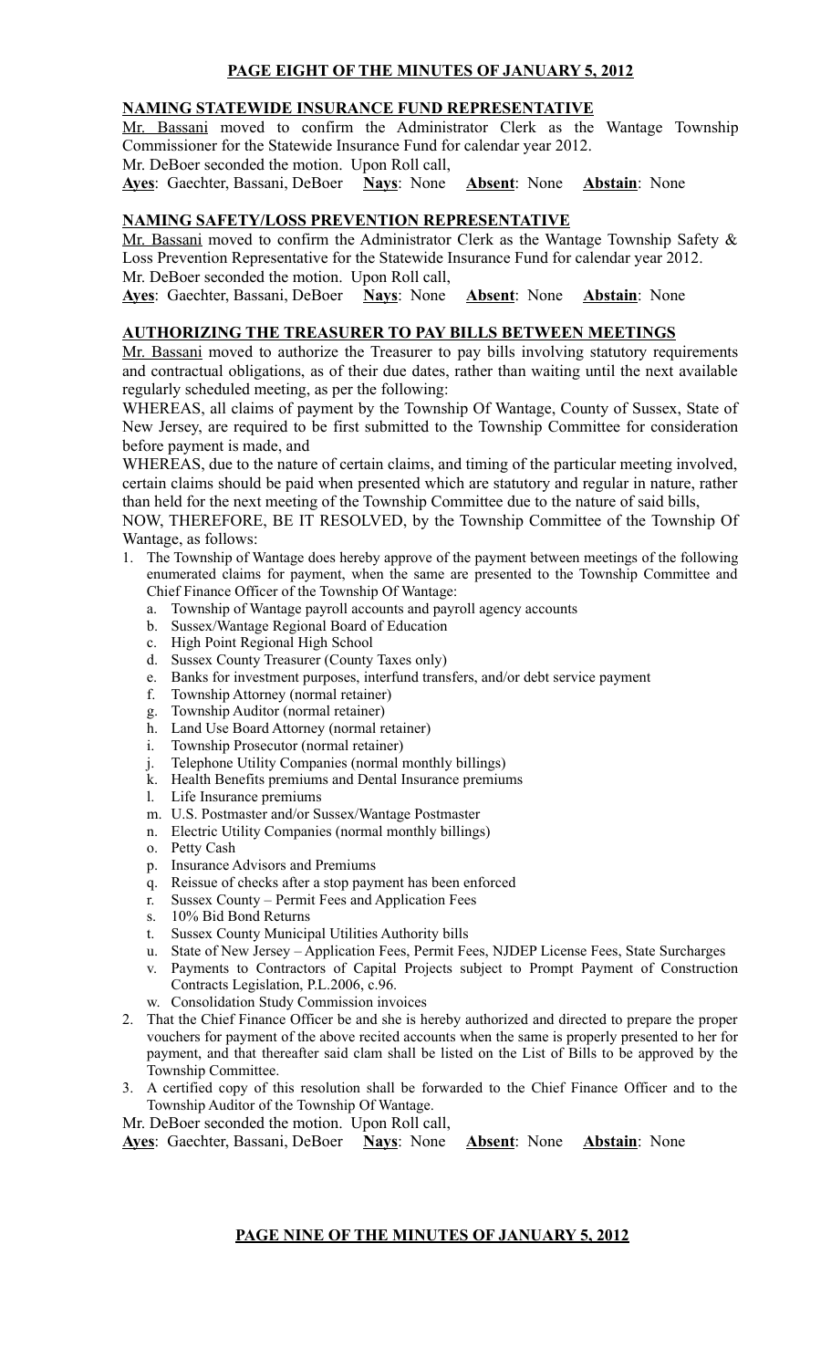## NAMING STATEWIDE INSURANCE FUND REPRESENTATIVE

Mr. Bassani moved to confirm the Administrator Clerk as the Wantage Township Commissioner for the Statewide Insurance Fund for calendar year 2012.
Mr. DeBoer seconded the motion. Upon Roll call,
**Ayes**: Gaechter, Bassani, DeBoer **Nays**: None **Absent**: None **Abstain**: None

## NAMING SAFETY/LOSS PREVENTION REPRESENTATIVE

Mr. Bassani moved to confirm the Administrator Clerk as the Wantage Township Safety & Loss Prevention Representative for the Statewide Insurance Fund for calendar year 2012.
Mr. DeBoer seconded the motion. Upon Roll call,
**Ayes**: Gaechter, Bassani, DeBoer **Nays**: None **Absent**: None **Abstain**: None

## AUTHORIZING THE TREASURER TO PAY BILLS BETWEEN MEETINGS

Mr. Bassani moved to authorize the Treasurer to pay bills involving statutory requirements and contractual obligations, as of their due dates, rather than waiting until the next available regularly scheduled meeting, as per the following:

WHEREAS, all claims of payment by the Township Of Wantage, County of Sussex, State of New Jersey, are required to be first submitted to the Township Committee for consideration before payment is made, and

WHEREAS, due to the nature of certain claims, and timing of the particular meeting involved, certain claims should be paid when presented which are statutory and regular in nature, rather than held for the next meeting of the Township Committee due to the nature of said bills,

NOW, THEREFORE, BE IT RESOLVED, by the Township Committee of the Township Of Wantage, as follows:

1. The Township of Wantage does hereby approve of the payment between meetings of the following enumerated claims for payment, when the same are presented to the Township Committee and Chief Finance Officer of the Township Of Wantage:
   a. Township of Wantage payroll accounts and payroll agency accounts
   b. Sussex/Wantage Regional Board of Education
   c. High Point Regional High School
   d. Sussex County Treasurer (County Taxes only)
   e. Banks for investment purposes, interfund transfers, and/or debt service payment
   f. Township Attorney (normal retainer)
   g. Township Auditor (normal retainer)
   h. Land Use Board Attorney (normal retainer)
   i. Township Prosecutor (normal retainer)
   j. Telephone Utility Companies (normal monthly billings)
   k. Health Benefits premiums and Dental Insurance premiums
   l. Life Insurance premiums
   m. U.S. Postmaster and/or Sussex/Wantage Postmaster
   n. Electric Utility Companies (normal monthly billings)
   o. Petty Cash
   p. Insurance Advisors and Premiums
   q. Reissue of checks after a stop payment has been enforced
   r. Sussex County – Permit Fees and Application Fees
   s. 10% Bid Bond Returns
   t. Sussex County Municipal Utilities Authority bills
   u. State of New Jersey – Application Fees, Permit Fees, NJDEP License Fees, State Surcharges
   v. Payments to Contractors of Capital Projects subject to Prompt Payment of Construction Contracts Legislation, P.L.2006, c.96.
   w. Consolidation Study Commission invoices
2. That the Chief Finance Officer be and she is hereby authorized and directed to prepare the proper vouchers for payment of the above recited accounts when the same is properly presented to her for payment, and that thereafter said clam shall be listed on the List of Bills to be approved by the Township Committee.
3. A certified copy of this resolution shall be forwarded to the Chief Finance Officer and to the Township Auditor of the Township Of Wantage.

Mr. DeBoer seconded the motion. Upon Roll call,
**Ayes**: Gaechter, Bassani, DeBoer **Nays**: None **Absent**: None **Abstain**: None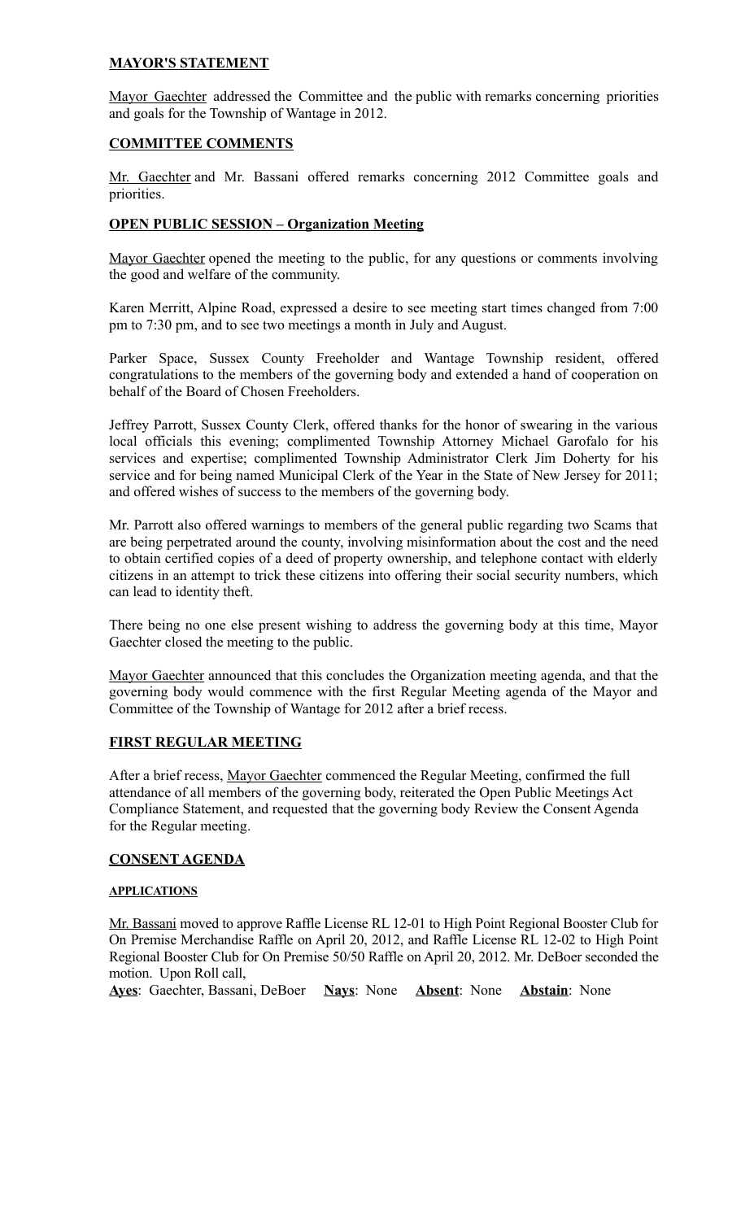## **MAYOR'S STATEMENT**

Mayor Gaechter addressed the Committee and the public with remarks concerning priorities and goals for the Township of Wantage in 2012.

## **COMMITTEE COMMENTS**

Mr. Gaechter and Mr. Bassani offered remarks concerning 2012 Committee goals and priorities.

## **OPEN PUBLIC SESSION – Organization Meeting**

Mayor Gaechter opened the meeting to the public, for any questions or comments involving the good and welfare of the community.

Karen Merritt, Alpine Road, expressed a desire to see meeting start times changed from 7:00 pm to 7:30 pm, and to see two meetings a month in July and August.

Parker Space, Sussex County Freeholder and Wantage Township resident, offered congratulations to the members of the governing body and extended a hand of cooperation on behalf of the Board of Chosen Freeholders.

Jeffrey Parrott, Sussex County Clerk, offered thanks for the honor of swearing in the various local officials this evening; complimented Township Attorney Michael Garofalo for his services and expertise; complimented Township Administrator Clerk Jim Doherty for his service and for being named Municipal Clerk of the Year in the State of New Jersey for 2011; and offered wishes of success to the members of the governing body.

Mr. Parrott also offered warnings to members of the general public regarding two Scams that are being perpetrated around the county, involving misinformation about the cost and the need to obtain certified copies of a deed of property ownership, and telephone contact with elderly citizens in an attempt to trick these citizens into offering their social security numbers, which can lead to identity theft.

There being no one else present wishing to address the governing body at this time, Mayor Gaechter closed the meeting to the public.

Mayor Gaechter announced that this concludes the Organization meeting agenda, and that the governing body would commence with the first Regular Meeting agenda of the Mayor and Committee of the Township of Wantage for 2012 after a brief recess.

## **FIRST REGULAR MEETING**

After a brief recess, Mayor Gaechter commenced the Regular Meeting, confirmed the full attendance of all members of the governing body, reiterated the Open Public Meetings Act Compliance Statement, and requested that the governing body Review the Consent Agenda for the Regular meeting.

## **CONSENT AGENDA**

### **APPLICATIONS**

Mr. Bassani moved to approve Raffle License RL 12-01 to High Point Regional Booster Club for On Premise Merchandise Raffle on April 20, 2012, and Raffle License RL 12-02 to High Point Regional Booster Club for On Premise 50/50 Raffle on April 20, 2012. Mr. DeBoer seconded the motion. Upon Roll call,

**Ayes**: Gaechter, Bassani, DeBoer **Nays**: None **Absent**: None **Abstain**: None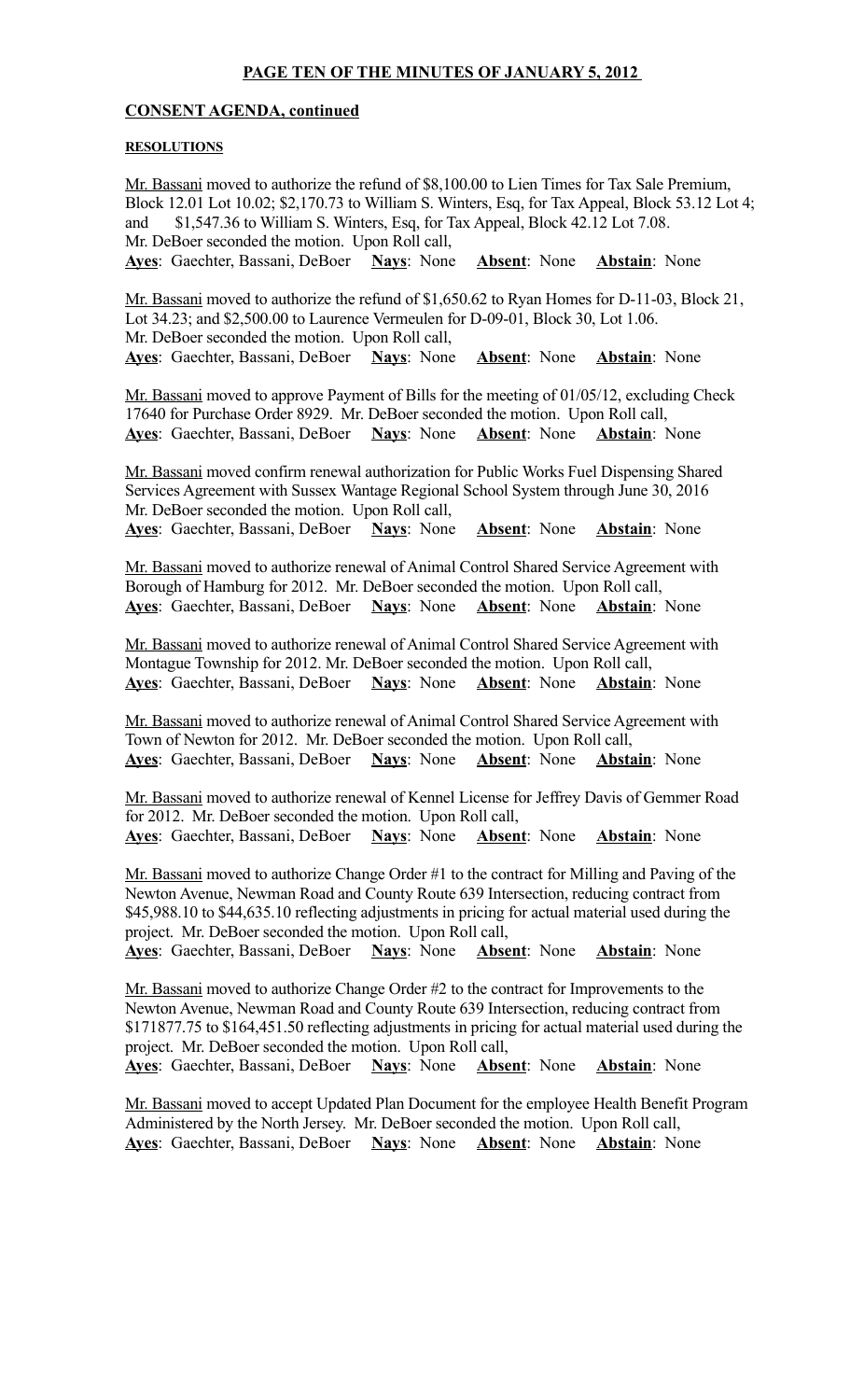**PAGE TEN OF THE MINUTES OF JANUARY 5, 2012**

**CONSENT AGENDA, continued**

**RESOLUTIONS**

Mr. Bassani moved to authorize the refund of $8,100.00 to Lien Times for Tax Sale Premium, Block 12.01 Lot 10.02; $2,170.73 to William S. Winters, Esq, for Tax Appeal, Block 53.12 Lot 4; and $1,547.36 to William S. Winters, Esq, for Tax Appeal, Block 42.12 Lot 7.08. Mr. DeBoer seconded the motion. Upon Roll call,
**Ayes**: Gaechter, Bassani, DeBoer **Nays**: None **Absent**: None **Abstain**: None

Mr. Bassani moved to authorize the refund of $1,650.62 to Ryan Homes for D-11-03, Block 21, Lot 34.23; and $2,500.00 to Laurence Vermeulen for D-09-01, Block 30, Lot 1.06. Mr. DeBoer seconded the motion. Upon Roll call,
**Ayes**: Gaechter, Bassani, DeBoer **Nays**: None **Absent**: None **Abstain**: None

Mr. Bassani moved to approve Payment of Bills for the meeting of 01/05/12, excluding Check 17640 for Purchase Order 8929. Mr. DeBoer seconded the motion. Upon Roll call,
**Ayes**: Gaechter, Bassani, DeBoer **Nays**: None **Absent**: None **Abstain**: None

Mr. Bassani moved confirm renewal authorization for Public Works Fuel Dispensing Shared Services Agreement with Sussex Wantage Regional School System through June 30, 2016 Mr. DeBoer seconded the motion. Upon Roll call,
**Ayes**: Gaechter, Bassani, DeBoer **Nays**: None **Absent**: None **Abstain**: None

Mr. Bassani moved to authorize renewal of Animal Control Shared Service Agreement with Borough of Hamburg for 2012. Mr. DeBoer seconded the motion. Upon Roll call,
**Ayes**: Gaechter, Bassani, DeBoer **Nays**: None **Absent**: None **Abstain**: None

Mr. Bassani moved to authorize renewal of Animal Control Shared Service Agreement with Montague Township for 2012. Mr. DeBoer seconded the motion. Upon Roll call,
**Ayes**: Gaechter, Bassani, DeBoer **Nays**: None **Absent**: None **Abstain**: None

Mr. Bassani moved to authorize renewal of Animal Control Shared Service Agreement with Town of Newton for 2012. Mr. DeBoer seconded the motion. Upon Roll call,
**Ayes**: Gaechter, Bassani, DeBoer **Nays**: None **Absent**: None **Abstain**: None

Mr. Bassani moved to authorize renewal of Kennel License for Jeffrey Davis of Gemmer Road for 2012. Mr. DeBoer seconded the motion. Upon Roll call,
**Ayes**: Gaechter, Bassani, DeBoer **Nays**: None **Absent**: None **Abstain**: None

Mr. Bassani moved to authorize Change Order #1 to the contract for Milling and Paving of the Newton Avenue, Newman Road and County Route 639 Intersection, reducing contract from $45,988.10 to $44,635.10 reflecting adjustments in pricing for actual material used during the project. Mr. DeBoer seconded the motion. Upon Roll call,
**Ayes**: Gaechter, Bassani, DeBoer **Nays**: None **Absent**: None **Abstain**: None

Mr. Bassani moved to authorize Change Order #2 to the contract for Improvements to the Newton Avenue, Newman Road and County Route 639 Intersection, reducing contract from $171877.75 to $164,451.50 reflecting adjustments in pricing for actual material used during the project. Mr. DeBoer seconded the motion. Upon Roll call,
**Ayes**: Gaechter, Bassani, DeBoer **Nays**: None **Absent**: None **Abstain**: None

Mr. Bassani moved to accept Updated Plan Document for the employee Health Benefit Program Administered by the North Jersey. Mr. DeBoer seconded the motion. Upon Roll call,
**Ayes**: Gaechter, Bassani, DeBoer **Nays**: None **Absent**: None **Abstain**: None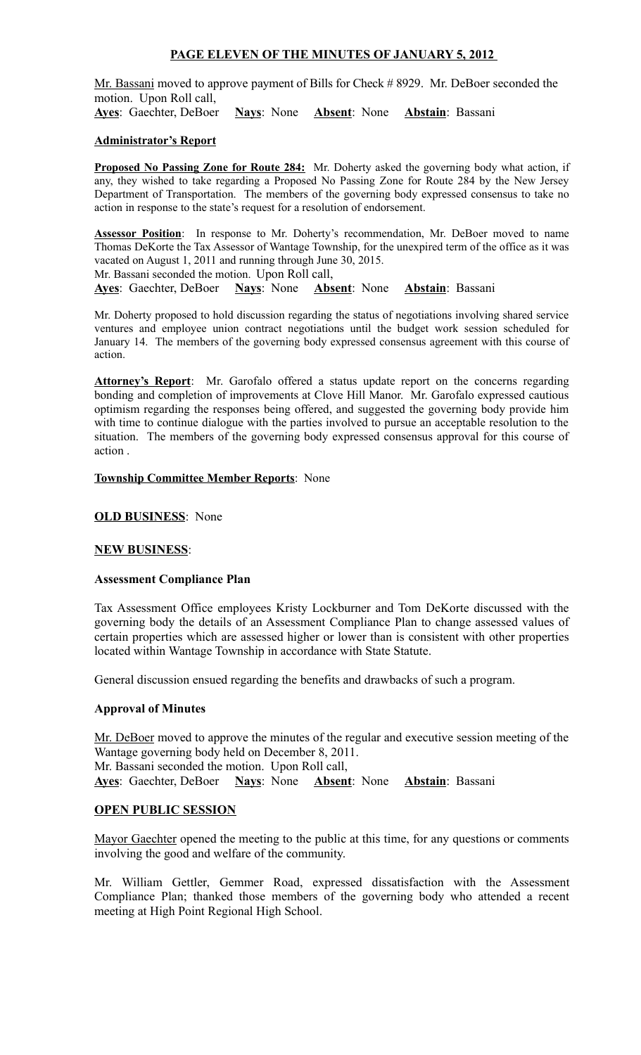## PAGE ELEVEN OF THE MINUTES OF JANUARY 5, 2012

Mr. Bassani moved to approve payment of Bills for Check # 8929. Mr. DeBoer seconded the motion. Upon Roll call,
**Ayes**: Gaechter, DeBoer **Nays**: None **Absent**: None **Abstain**: Bassani

**Administrator's Report**

**Proposed No Passing Zone for Route 284:** Mr. Doherty asked the governing body what action, if any, they wished to take regarding a Proposed No Passing Zone for Route 284 by the New Jersey Department of Transportation. The members of the governing body expressed consensus to take no action in response to the state's request for a resolution of endorsement.

**Assessor Position**: In response to Mr. Doherty's recommendation, Mr. DeBoer moved to name Thomas DeKorte the Tax Assessor of Wantage Township, for the unexpired term of the office as it was vacated on August 1, 2011 and running through June 30, 2015.
Mr. Bassani seconded the motion. Upon Roll call,
**Ayes**: Gaechter, DeBoer **Nays**: None **Absent**: None **Abstain**: Bassani

Mr. Doherty proposed to hold discussion regarding the status of negotiations involving shared service ventures and employee union contract negotiations until the budget work session scheduled for January 14. The members of the governing body expressed consensus agreement with this course of action.

**Attorney's Report**: Mr. Garofalo offered a status update report on the concerns regarding bonding and completion of improvements at Clove Hill Manor. Mr. Garofalo expressed cautious optimism regarding the responses being offered, and suggested the governing body provide him with time to continue dialogue with the parties involved to pursue an acceptable resolution to the situation. The members of the governing body expressed consensus approval for this course of action .

**Township Committee Member Reports**: None

**OLD BUSINESS**: None

**NEW BUSINESS**:

**Assessment Compliance Plan**

Tax Assessment Office employees Kristy Lockburner and Tom DeKorte discussed with the governing body the details of an Assessment Compliance Plan to change assessed values of certain properties which are assessed higher or lower than is consistent with other properties located within Wantage Township in accordance with State Statute.

General discussion ensued regarding the benefits and drawbacks of such a program.

**Approval of Minutes**

Mr. DeBoer moved to approve the minutes of the regular and executive session meeting of the Wantage governing body held on December 8, 2011.
Mr. Bassani seconded the motion. Upon Roll call,
**Ayes**: Gaechter, DeBoer **Nays**: None **Absent**: None **Abstain**: Bassani

**OPEN PUBLIC SESSION**

Mayor Gaechter opened the meeting to the public at this time, for any questions or comments involving the good and welfare of the community.

Mr. William Gettler, Gemmer Road, expressed dissatisfaction with the Assessment Compliance Plan; thanked those members of the governing body who attended a recent meeting at High Point Regional High School.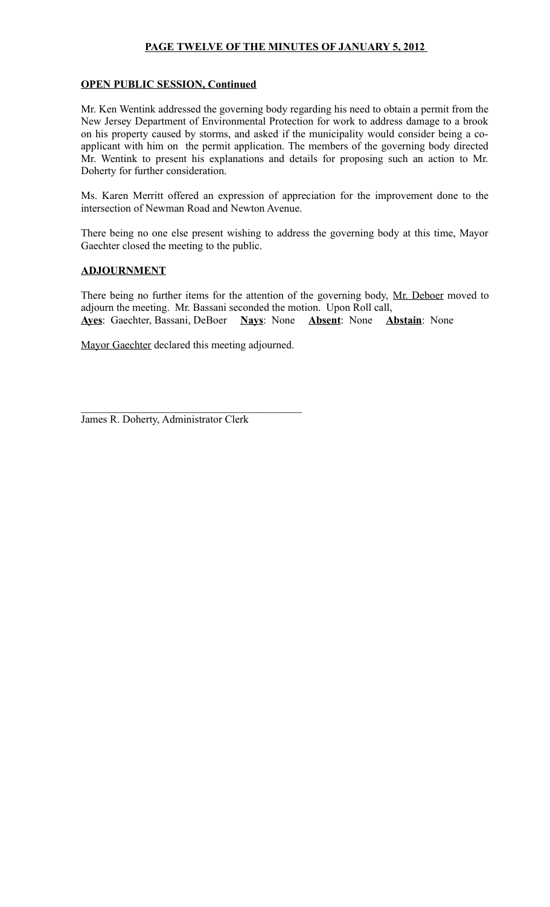**PAGE TWELVE OF THE MINUTES OF JANUARY 5, 2012**

**OPEN PUBLIC SESSION, Continued**

Mr. Ken Wentink addressed the governing body regarding his need to obtain a permit from the New Jersey Department of Environmental Protection for work to address damage to a brook on his property caused by storms, and asked if the municipality would consider being a co-applicant with him on the permit application. The members of the governing body directed Mr. Wentink to present his explanations and details for proposing such an action to Mr. Doherty for further consideration.

Ms. Karen Merritt offered an expression of appreciation for the improvement done to the intersection of Newman Road and Newton Avenue.

There being no one else present wishing to address the governing body at this time, Mayor Gaechter closed the meeting to the public.

**ADJOURNMENT**

There being no further items for the attention of the governing body, Mr. Deboer moved to adjourn the meeting. Mr. Bassani seconded the motion. Upon Roll call,
**Ayes**: Gaechter, Bassani, DeBoer **Nays**: None **Absent**: None **Abstain**: None

Mayor Gaechter declared this meeting adjourned.

\_\_\_\_\_\_\_\_\_\_\_\_\_\_\_\_\_\_\_\_\_\_\_\_\_\_\_\_\_\_\_\_\_\_\_\_\_\_\_
James R. Doherty, Administrator Clerk